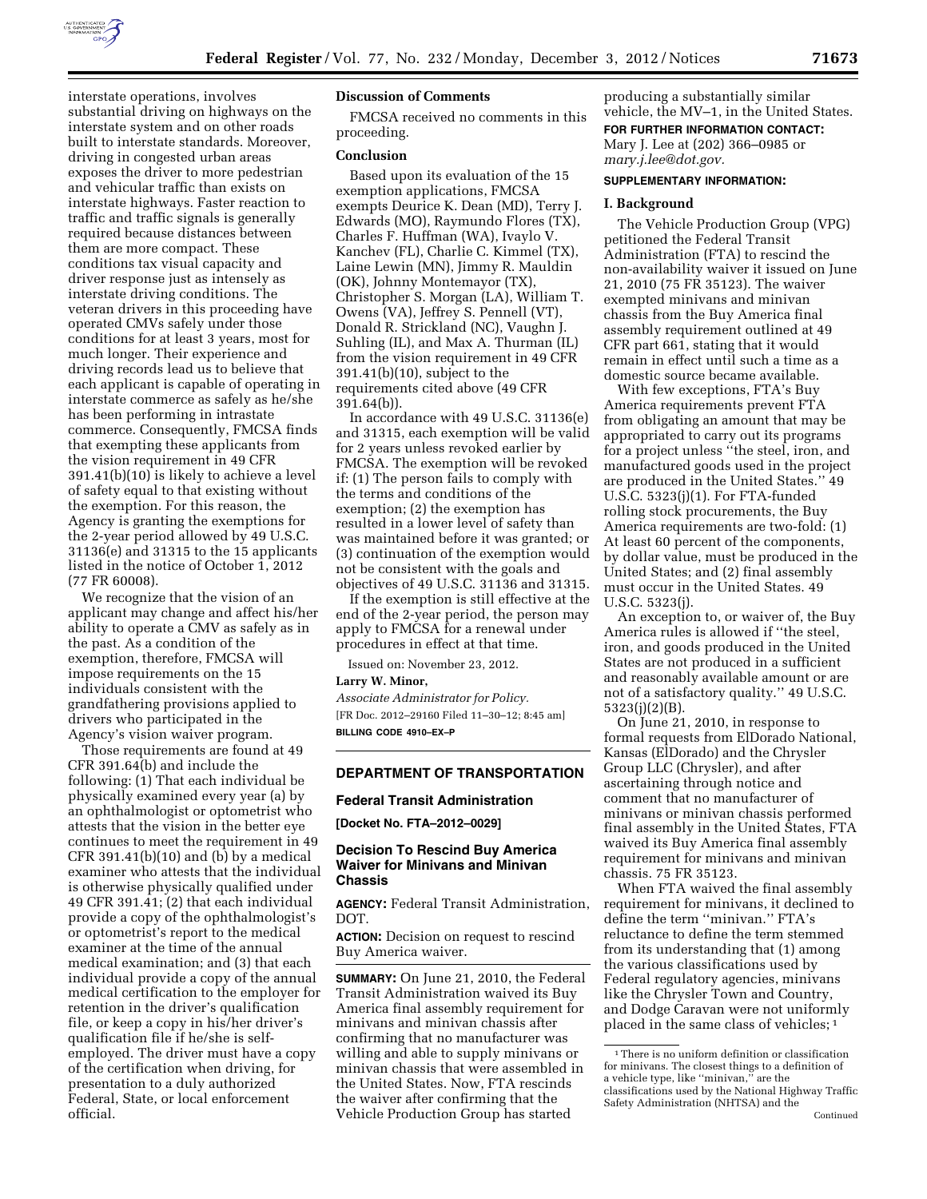interstate operations, involves substantial driving on highways on the interstate system and on other roads built to interstate standards. Moreover, driving in congested urban areas exposes the driver to more pedestrian and vehicular traffic than exists on interstate highways. Faster reaction to traffic and traffic signals is generally required because distances between them are more compact. These conditions tax visual capacity and driver response just as intensely as interstate driving conditions. The veteran drivers in this proceeding have operated CMVs safely under those conditions for at least 3 years, most for much longer. Their experience and driving records lead us to believe that each applicant is capable of operating in interstate commerce as safely as he/she has been performing in intrastate commerce. Consequently, FMCSA finds that exempting these applicants from the vision requirement in 49 CFR 391.41(b)(10) is likely to achieve a level of safety equal to that existing without the exemption. For this reason, the Agency is granting the exemptions for the 2-year period allowed by 49 U.S.C. 31136(e) and 31315 to the 15 applicants listed in the notice of October 1, 2012 (77 FR 60008).

We recognize that the vision of an applicant may change and affect his/her ability to operate a CMV as safely as in the past. As a condition of the exemption, therefore, FMCSA will impose requirements on the 15 individuals consistent with the grandfathering provisions applied to drivers who participated in the Agency's vision waiver program.

Those requirements are found at 49 CFR 391.64(b) and include the following: (1) That each individual be physically examined every year (a) by an ophthalmologist or optometrist who attests that the vision in the better eye continues to meet the requirement in 49 CFR 391.41(b)(10) and (b) by a medical examiner who attests that the individual is otherwise physically qualified under 49 CFR 391.41; (2) that each individual provide a copy of the ophthalmologist's or optometrist's report to the medical examiner at the time of the annual medical examination; and (3) that each individual provide a copy of the annual medical certification to the employer for retention in the driver's qualification file, or keep a copy in his/her driver's qualification file if he/she is self-employed. The driver must have a copy of the certification when driving, for presentation to a duly authorized Federal, State, or local enforcement official.

### Discussion of Comments

FMCSA received no comments in this proceeding.

### Conclusion

Based upon its evaluation of the 15 exemption applications, FMCSA exempts Deurice K. Dean (MD), Terry J. Edwards (MO), Raymundo Flores (TX), Charles F. Huffman (WA), Ivaylo V. Kanchev (FL), Charlie C. Kimmel (TX), Laine Lewin (MN), Jimmy R. Mauldin (OK), Johnny Montemayor (TX), Christopher S. Morgan (LA), William T. Owens (VA), Jeffrey S. Pennell (VT), Donald R. Strickland (NC), Vaughn J. Suhling (IL), and Max A. Thurman (IL) from the vision requirement in 49 CFR 391.41(b)(10), subject to the requirements cited above (49 CFR 391.64(b)).

In accordance with 49 U.S.C. 31136(e) and 31315, each exemption will be valid for 2 years unless revoked earlier by FMCSA. The exemption will be revoked if: (1) The person fails to comply with the terms and conditions of the exemption; (2) the exemption has resulted in a lower level of safety than was maintained before it was granted; or (3) continuation of the exemption would not be consistent with the goals and objectives of 49 U.S.C. 31136 and 31315.

If the exemption is still effective at the end of the 2-year period, the person may apply to FMCSA for a renewal under procedures in effect at that time.

Issued on: November 23, 2012.

**Larry W. Minor,**

*Associate Administrator for Policy.*

[FR Doc. 2012–29160 Filed 11–30–12; 8:45 am]

**BILLING CODE 4910–EX–P**

## DEPARTMENT OF TRANSPORTATION

### Federal Transit Administration

**[Docket No. FTA–2012–0029]**

### Decision To Rescind Buy America Waiver for Minivans and Minivan Chassis

**AGENCY:** Federal Transit Administration, DOT.

**ACTION:** Decision on request to rescind Buy America waiver.

**SUMMARY:** On June 21, 2010, the Federal Transit Administration waived its Buy America final assembly requirement for minivans and minivan chassis after confirming that no manufacturer was willing and able to supply minivans or minivan chassis that were assembled in the United States. Now, FTA rescinds the waiver after confirming that the Vehicle Production Group has started producing a substantially similar vehicle, the MV–1, in the United States.

**FOR FURTHER INFORMATION CONTACT:** Mary J. Lee at (202) 366–0985 or *mary.j.lee@dot.gov.*

**SUPPLEMENTARY INFORMATION:**

#### I. Background

The Vehicle Production Group (VPG) petitioned the Federal Transit Administration (FTA) to rescind the non-availability waiver it issued on June 21, 2010 (75 FR 35123). The waiver exempted minivans and minivan chassis from the Buy America final assembly requirement outlined at 49 CFR part 661, stating that it would remain in effect until such a time as a domestic source became available.

With few exceptions, FTA's Buy America requirements prevent FTA from obligating an amount that may be appropriated to carry out its programs for a project unless "the steel, iron, and manufactured goods used in the project are produced in the United States." 49 U.S.C. 5323(j)(1). For FTA-funded rolling stock procurements, the Buy America requirements are two-fold: (1) At least 60 percent of the components, by dollar value, must be produced in the United States; and (2) final assembly must occur in the United States. 49 U.S.C. 5323(j).

An exception to, or waiver of, the Buy America rules is allowed if "the steel, iron, and goods produced in the United States are not produced in a sufficient and reasonably available amount or are not of a satisfactory quality." 49 U.S.C. 5323(j)(2)(B).

On June 21, 2010, in response to formal requests from ElDorado National, Kansas (ElDorado) and the Chrysler Group LLC (Chrysler), and after ascertaining through notice and comment that no manufacturer of minivans or minivan chassis performed final assembly in the United States, FTA waived its Buy America final assembly requirement for minivans and minivan chassis. 75 FR 35123.

When FTA waived the final assembly requirement for minivans, it declined to define the term "minivan." FTA's reluctance to define the term stemmed from its understanding that (1) among the various classifications used by Federal regulatory agencies, minivans like the Chrysler Town and Country, and Dodge Caravan were not uniformly placed in the same class of vehicles; [1]

[1] There is no uniform definition or classification for minivans. The closest things to a definition of a vehicle type, like "minivan," are the classifications used by the National Highway Traffic Safety Administration (NHTSA) and the

Continued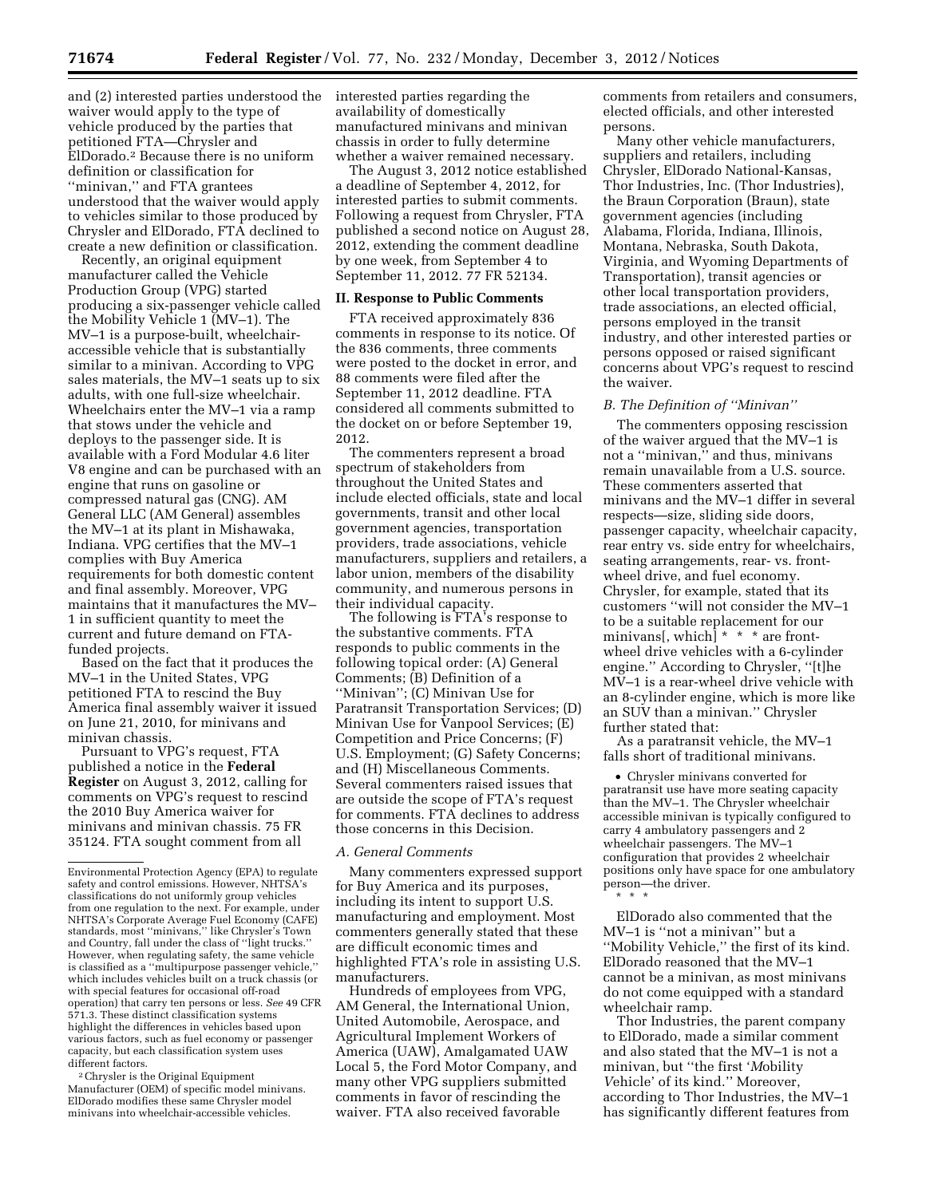and (2) interested parties understood the waiver would apply to the type of vehicle produced by the parties that petitioned FTA—Chrysler and ElDorado.[2] Because there is no uniform definition or classification for ''minivan,'' and FTA grantees understood that the waiver would apply to vehicles similar to those produced by Chrysler and ElDorado, FTA declined to create a new definition or classification.

Recently, an original equipment manufacturer called the Vehicle Production Group (VPG) started producing a six-passenger vehicle called the Mobility Vehicle 1 (MV–1). The MV–1 is a purpose-built, wheelchair-accessible vehicle that is substantially similar to a minivan. According to VPG sales materials, the MV–1 seats up to six adults, with one full-size wheelchair. Wheelchairs enter the MV–1 via a ramp that stows under the vehicle and deploys to the passenger side. It is available with a Ford Modular 4.6 liter V8 engine and can be purchased with an engine that runs on gasoline or compressed natural gas (CNG). AM General LLC (AM General) assembles the MV–1 at its plant in Mishawaka, Indiana. VPG certifies that the MV–1 complies with Buy America requirements for both domestic content and final assembly. Moreover, VPG maintains that it manufactures the MV–1 in sufficient quantity to meet the current and future demand on FTA-funded projects.

Based on the fact that it produces the MV–1 in the United States, VPG petitioned FTA to rescind the Buy America final assembly waiver it issued on June 21, 2010, for minivans and minivan chassis.

Pursuant to VPG's request, FTA published a notice in the **Federal Register** on August 3, 2012, calling for comments on VPG's request to rescind the 2010 Buy America waiver for minivans and minivan chassis. 75 FR 35124. FTA sought comment from all interested parties regarding the availability of domestically manufactured minivans and minivan chassis in order to fully determine whether a waiver remained necessary.

The August 3, 2012 notice established a deadline of September 4, 2012, for interested parties to submit comments. Following a request from Chrysler, FTA published a second notice on August 28, 2012, extending the comment deadline by one week, from September 4 to September 11, 2012. 77 FR 52134.

## II. Response to Public Comments

FTA received approximately 836 comments in response to its notice. Of the 836 comments, three comments were posted to the docket in error, and 88 comments were filed after the September 11, 2012 deadline. FTA considered all comments submitted to the docket on or before September 19, 2012.

The commenters represent a broad spectrum of stakeholders from throughout the United States and include elected officials, state and local governments, transit and other local government agencies, transportation providers, trade associations, vehicle manufacturers, suppliers and retailers, a labor union, members of the disability community, and numerous persons in their individual capacity.

The following is FTA's response to the substantive comments. FTA responds to public comments in the following topical order: (A) General Comments; (B) Definition of a ''Minivan''; (C) Minivan Use for Paratransit Transportation Services; (D) Minivan Use for Vanpool Services; (E) Competition and Price Concerns; (F) U.S. Employment; (G) Safety Concerns; and (H) Miscellaneous Comments. Several commenters raised issues that are outside the scope of FTA's request for comments. FTA declines to address those concerns in this Decision.

### *A. General Comments*

Many commenters expressed support for Buy America and its purposes, including its intent to support U.S. manufacturing and employment. Most commenters generally stated that these are difficult economic times and highlighted FTA's role in assisting U.S. manufacturers.

Hundreds of employees from VPG, AM General, the International Union, United Automobile, Aerospace, and Agricultural Implement Workers of America (UAW), Amalgamated UAW Local 5, the Ford Motor Company, and many other VPG suppliers submitted comments in favor of rescinding the waiver. FTA also received favorable comments from retailers and consumers, elected officials, and other interested persons.

Many other vehicle manufacturers, suppliers and retailers, including Chrysler, ElDorado National-Kansas, Thor Industries, Inc. (Thor Industries), the Braun Corporation (Braun), state government agencies (including Alabama, Florida, Indiana, Illinois, Montana, Nebraska, South Dakota, Virginia, and Wyoming Departments of Transportation), transit agencies or other local transportation providers, trade associations, an elected official, persons employed in the transit industry, and other interested parties or persons opposed or raised significant concerns about VPG's request to rescind the waiver.

### *B. The Definition of ''Minivan''*

The commenters opposing rescission of the waiver argued that the MV–1 is not a ''minivan,'' and thus, minivans remain unavailable from a U.S. source. These commenters asserted that minivans and the MV–1 differ in several respects—size, sliding side doors, passenger capacity, wheelchair capacity, rear entry vs. side entry for wheelchairs, seating arrangements, rear- vs. front-wheel drive, and fuel economy. Chrysler, for example, stated that its customers ''will not consider the MV–1 to be a suitable replacement for our minivans[, which] * * * are front-wheel drive vehicles with a 6-cylinder engine.'' According to Chrysler, ''[t]he MV–1 is a rear-wheel drive vehicle with an 8-cylinder engine, which is more like an SUV than a minivan.'' Chrysler further stated that:

As a paratransit vehicle, the MV–1 falls short of traditional minivans.

- Chrysler minivans converted for paratransit use have more seating capacity than the MV–1. The Chrysler wheelchair accessible minivan is typically configured to carry 4 ambulatory passengers and 2 wheelchair passengers. The MV–1 configuration that provides 2 wheelchair positions only have space for one ambulatory person—the driver.

\* \* \*

ElDorado also commented that the MV–1 is ''not a minivan'' but a ''Mobility Vehicle,'' the first of its kind. ElDorado reasoned that the MV–1 cannot be a minivan, as most minivans do not come equipped with a standard wheelchair ramp.

Thor Industries, the parent company to ElDorado, made a similar comment and also stated that the MV–1 is not a minivan, but ''the first '*M*obility *V*ehicle' of its kind.'' Moreover, according to Thor Industries, the MV–1 has significantly different features from

---

Environmental Protection Agency (EPA) to regulate safety and control emissions. However, NHTSA's classifications do not uniformly group vehicles from one regulation to the next. For example, under NHTSA's Corporate Average Fuel Economy (CAFE) standards, most ''minivans,'' like Chrysler's Town and Country, fall under the class of ''light trucks.'' However, when regulating safety, the same vehicle is classified as a ''multipurpose passenger vehicle,'' which includes vehicles built on a truck chassis (or with special features for occasional off-road operation) that carry ten persons or less. *See* 49 CFR 571.3. These distinct classification systems highlight the differences in vehicles based upon various factors, such as fuel economy or passenger capacity, but each classification system uses different factors.

[2] Chrysler is the Original Equipment Manufacturer (OEM) of specific model minivans. ElDorado modifies these same Chrysler model minivans into wheelchair-accessible vehicles.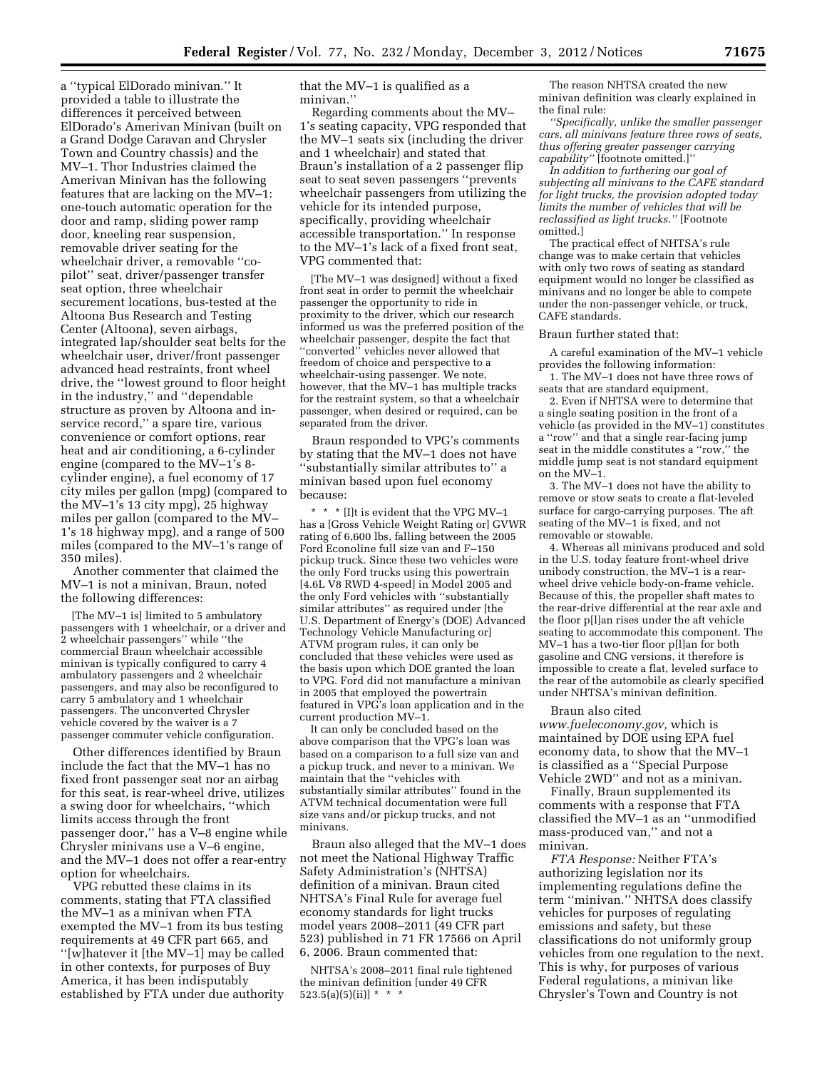a ''typical ElDorado minivan.'' It provided a table to illustrate the differences it perceived between ElDorado's Amerivan Minivan (built on a Grand Dodge Caravan and Chrysler Town and Country chassis) and the MV–1. Thor Industries claimed the Amerivan Minivan has the following features that are lacking on the MV–1: one-touch automatic operation for the door and ramp, sliding power ramp door, kneeling rear suspension, removable driver seating for the wheelchair driver, a removable ''co-pilot'' seat, driver/passenger transfer seat option, three wheelchair securement locations, bus-tested at the Altoona Bus Research and Testing Center (Altoona), seven airbags, integrated lap/shoulder seat belts for the wheelchair user, driver/front passenger advanced head restraints, front wheel drive, the ''lowest ground to floor height in the industry,'' and ''dependable structure as proven by Altoona and in-service record,'' a spare tire, various convenience or comfort options, rear heat and air conditioning, a 6-cylinder engine (compared to the MV–1's 8-cylinder engine), a fuel economy of 17 city miles per gallon (mpg) (compared to the MV–1's 13 city mpg), 25 highway miles per gallon (compared to the MV–1's 18 highway mpg), and a range of 500 miles (compared to the MV–1's range of 350 miles).

Another commenter that claimed the MV–1 is not a minivan, Braun, noted the following differences:

> [The MV–1 is] limited to 5 ambulatory passengers with 1 wheelchair, or a driver and 2 wheelchair passengers'' while ''the commercial Braun wheelchair accessible minivan is typically configured to carry 4 ambulatory passengers and 2 wheelchair passengers, and may also be reconfigured to carry 5 ambulatory and 1 wheelchair passengers. The unconverted Chrysler vehicle covered by the waiver is a 7 passenger commuter vehicle configuration.

Other differences identified by Braun include the fact that the MV–1 has no fixed front passenger seat nor an airbag for this seat, is rear-wheel drive, utilizes a swing door for wheelchairs, ''which limits access through the front passenger door,'' has a V–8 engine while Chrysler minivans use a V–6 engine, and the MV–1 does not offer a rear-entry option for wheelchairs.

VPG rebutted these claims in its comments, stating that FTA classified the MV–1 as a minivan when FTA exempted the MV–1 from its bus testing requirements at 49 CFR part 665, and ''[w]hatever it [the MV–1] may be called in other contexts, for purposes of Buy America, it has been indisputably established by FTA under due authority that the MV–1 is qualified as a minivan.''

Regarding comments about the MV–1's seating capacity, VPG responded that the MV–1 seats six (including the driver and 1 wheelchair) and stated that Braun's installation of a 2 passenger flip seat to seat seven passengers ''prevents wheelchair passengers from utilizing the vehicle for its intended purpose, specifically, providing wheelchair accessible transportation.'' In response to the MV–1's lack of a fixed front seat, VPG commented that:

> [The MV–1 was designed] without a fixed front seat in order to permit the wheelchair passenger the opportunity to ride in proximity to the driver, which our research informed us was the preferred position of the wheelchair passenger, despite the fact that ''converted'' vehicles never allowed that freedom of choice and perspective to a wheelchair-using passenger. We note, however, that the MV–1 has multiple tracks for the restraint system, so that a wheelchair passenger, when desired or required, can be separated from the driver.

Braun responded to VPG's comments by stating that the MV–1 does not have ''substantially similar attributes to'' a minivan based upon fuel economy because:

> \* \* \* [I]t is evident that the VPG MV–1 has a [Gross Vehicle Weight Rating or] GVWR rating of 6,600 lbs, falling between the 2005 Ford Econoline full size van and F–150 pickup truck. Since these two vehicles were the only Ford trucks using this powertrain [4.6L V8 RWD 4-speed] in Model 2005 and the only Ford vehicles with ''substantially similar attributes'' as required under [the U.S. Department of Energy's (DOE) Advanced Technology Vehicle Manufacturing or] ATVM program rules, it can only be concluded that these vehicles were used as the basis upon which DOE granted the loan to VPG. Ford did not manufacture a minivan in 2005 that employed the powertrain featured in VPG's loan application and in the current production MV–1.
>
> It can only be concluded based on the above comparison that the VPG's loan was based on a comparison to a full size van and a pickup truck, and never to a minivan. We maintain that the ''vehicles with substantially similar attributes'' found in the ATVM technical documentation were full size vans and/or pickup trucks, and not minivans.

Braun also alleged that the MV–1 does not meet the National Highway Traffic Safety Administration's (NHTSA) definition of a minivan. Braun cited NHTSA's Final Rule for average fuel economy standards for light trucks model years 2008–2011 (49 CFR part 523) published in 71 FR 17566 on April 6, 2006. Braun commented that:

> NHTSA's 2008–2011 final rule tightened the minivan definition [under 49 CFR 523.5(a)(5)(ii)] \* \* \*
>
> The reason NHTSA created the new minivan definition was clearly explained in the final rule:
>
> *''Specifically, unlike the smaller passenger cars, all minivans feature three rows of seats, thus offering greater passenger carrying capability''* [footnote omitted.]''
>
> *In addition to furthering our goal of subjecting all minivans to the CAFE standard for light trucks, the provision adopted today limits the number of vehicles that will be reclassified as light trucks.''* [Footnote omitted.]
>
> The practical effect of NHTSA's rule change was to make certain that vehicles with only two rows of seating as standard equipment would no longer be classified as minivans and no longer be able to compete under the non-passenger vehicle, or truck, CAFE standards.

Braun further stated that:

> A careful examination of the MV–1 vehicle provides the following information:
>
> 1. The MV–1 does not have three rows of seats that are standard equipment,
>
> 2. Even if NHTSA were to determine that a single seating position in the front of a vehicle (as provided in the MV–1) constitutes a ''row'' and that a single rear-facing jump seat in the middle constitutes a ''row,'' the middle jump seat is not standard equipment on the MV–1.
>
> 3. The MV–1 does not have the ability to remove or stow seats to create a flat-leveled surface for cargo-carrying purposes. The aft seating of the MV–1 is fixed, and not removable or stowable.
>
> 4. Whereas all minivans produced and sold in the U.S. today feature front-wheel drive unibody construction, the MV–1 is a rear-wheel drive vehicle body-on-frame vehicle. Because of this, the propeller shaft mates to the rear-drive differential at the rear axle and the floor p[l]an rises under the aft vehicle seating to accommodate this component. The MV–1 has a two-tier floor p[l]an for both gasoline and CNG versions, it therefore is impossible to create a flat, leveled surface to the rear of the automobile as clearly specified under NHTSA's minivan definition.

Braun also cited *www.fueleconomy.gov,* which is maintained by DOE using EPA fuel economy data, to show that the MV–1 is classified as a ''Special Purpose Vehicle 2WD'' and not as a minivan.

Finally, Braun supplemented its comments with a response that FTA classified the MV–1 as an ''unmodified mass-produced van,'' and not a minivan.

*FTA Response:* Neither FTA's authorizing legislation nor its implementing regulations define the term ''minivan.'' NHTSA does classify vehicles for purposes of regulating emissions and safety, but these classifications do not uniformly group vehicles from one regulation to the next. This is why, for purposes of various Federal regulations, a minivan like Chrysler's Town and Country is not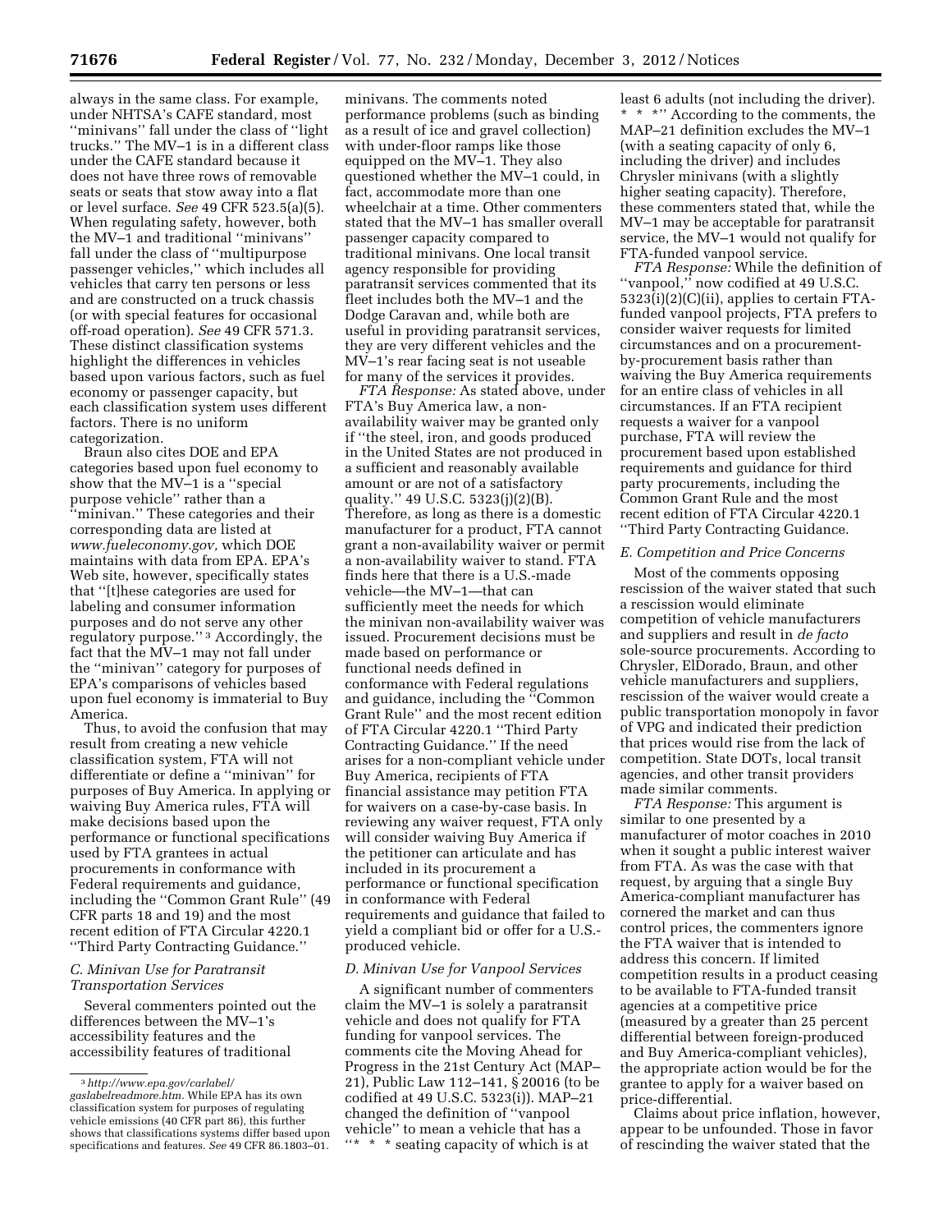always in the same class. For example, under NHTSA's CAFE standard, most ''minivans'' fall under the class of ''light trucks.'' The MV–1 is in a different class under the CAFE standard because it does not have three rows of removable seats or seats that stow away into a flat or level surface. *See* 49 CFR 523.5(a)(5). When regulating safety, however, both the MV–1 and traditional ''minivans'' fall under the class of ''multipurpose passenger vehicles,'' which includes all vehicles that carry ten persons or less and are constructed on a truck chassis (or with special features for occasional off-road operation). *See* 49 CFR 571.3. These distinct classification systems highlight the differences in vehicles based upon various factors, such as fuel economy or passenger capacity, but each classification system uses different factors. There is no uniform categorization.

Braun also cites DOE and EPA categories based upon fuel economy to show that the MV–1 is a ''special purpose vehicle'' rather than a ''minivan.'' These categories and their corresponding data are listed at *www.fueleconomy.gov,* which DOE maintains with data from EPA. EPA's Web site, however, specifically states that ''[t]hese categories are used for labeling and consumer information purposes and do not serve any other regulatory purpose.'' [3] Accordingly, the fact that the MV–1 may not fall under the ''minivan'' category for purposes of EPA's comparisons of vehicles based upon fuel economy is immaterial to Buy America.

Thus, to avoid the confusion that may result from creating a new vehicle classification system, FTA will not differentiate or define a ''minivan'' for purposes of Buy America. In applying or waiving Buy America rules, FTA will make decisions based upon the performance or functional specifications used by FTA grantees in actual procurements in conformance with Federal requirements and guidance, including the ''Common Grant Rule'' (49 CFR parts 18 and 19) and the most recent edition of FTA Circular 4220.1 ''Third Party Contracting Guidance.''

### C. Minivan Use for Paratransit Transportation Services

Several commenters pointed out the differences between the MV–1's accessibility features and the accessibility features of traditional minivans. The comments noted performance problems (such as binding as a result of ice and gravel collection) with under-floor ramps like those equipped on the MV–1. They also questioned whether the MV–1 could, in fact, accommodate more than one wheelchair at a time. Other commenters stated that the MV–1 has smaller overall passenger capacity compared to traditional minivans. One local transit agency responsible for providing paratransit services commented that its fleet includes both the MV–1 and the Dodge Caravan and, while both are useful in providing paratransit services, they are very different vehicles and the MV–1's rear facing seat is not useable for many of the services it provides.

*FTA Response:* As stated above, under FTA's Buy America law, a non-availability waiver may be granted only if ''the steel, iron, and goods produced in the United States are not produced in a sufficient and reasonably available amount or are not of a satisfactory quality.'' 49 U.S.C. 5323(j)(2)(B). Therefore, as long as there is a domestic manufacturer for a product, FTA cannot grant a non-availability waiver or permit a non-availability waiver to stand. FTA finds here that there is a U.S.-made vehicle—the MV–1—that can sufficiently meet the needs for which the minivan non-availability waiver was issued. Procurement decisions must be made based on performance or functional needs defined in conformance with Federal regulations and guidance, including the ''Common Grant Rule'' and the most recent edition of FTA Circular 4220.1 ''Third Party Contracting Guidance.'' If the need arises for a non-compliant vehicle under Buy America, recipients of FTA financial assistance may petition FTA for waivers on a case-by-case basis. In reviewing any waiver request, FTA only will consider waiving Buy America if the petitioner can articulate and has included in its procurement a performance or functional specification in conformance with Federal requirements and guidance that failed to yield a compliant bid or offer for a U.S.-produced vehicle.

### D. Minivan Use for Vanpool Services

A significant number of commenters claim the MV–1 is solely a paratransit vehicle and does not qualify for FTA funding for vanpool services. The comments cite the Moving Ahead for Progress in the 21st Century Act (MAP–21), Public Law 112–141, § 20016 (to be codified at 49 U.S.C. 5323(i)). MAP–21 changed the definition of ''vanpool vehicle'' to mean a vehicle that has a ''* * * seating capacity of which is at least 6 adults (not including the driver). * * *'' According to the comments, the MAP–21 definition excludes the MV–1 (with a seating capacity of only 6, including the driver) and includes Chrysler minivans (with a slightly higher seating capacity). Therefore, these commenters stated that, while the MV–1 may be acceptable for paratransit service, the MV–1 would not qualify for FTA-funded vanpool service.

*FTA Response:* While the definition of ''vanpool,'' now codified at 49 U.S.C. 5323(i)(2)(C)(ii), applies to certain FTA-funded vanpool projects, FTA prefers to consider waiver requests for limited circumstances and on a procurement-by-procurement basis rather than waiving the Buy America requirements for an entire class of vehicles in all circumstances. If an FTA recipient requests a waiver for a vanpool purchase, FTA will review the procurement based upon established requirements and guidance for third party procurements, including the Common Grant Rule and the most recent edition of FTA Circular 4220.1 ''Third Party Contracting Guidance.''

### E. Competition and Price Concerns

Most of the comments opposing rescission of the waiver stated that such a rescission would eliminate competition of vehicle manufacturers and suppliers and result in *de facto* sole-source procurements. According to Chrysler, ElDorado, Braun, and other vehicle manufacturers and suppliers, rescission of the waiver would create a public transportation monopoly in favor of VPG and indicated their prediction that prices would rise from the lack of competition. State DOTs, local transit agencies, and other transit providers made similar comments.

*FTA Response:* This argument is similar to one presented by a manufacturer of motor coaches in 2010 when it sought a public interest waiver from FTA. As was the case with that request, by arguing that a single Buy America-compliant manufacturer has cornered the market and can thus control prices, the commenters ignore the FTA waiver that is intended to address this concern. If limited competition results in a product ceasing to be available to FTA-funded transit agencies at a competitive price (measured by a greater than 25 percent differential between foreign-produced and Buy America-compliant vehicles), the appropriate action would be for the grantee to apply for a waiver based on price-differential.

Claims about price inflation, however, appear to be unfounded. Those in favor of rescinding the waiver stated that the

---

[3] *http://www.epa.gov/carlabel/gaslabelreadmore.htm.* While EPA has its own classification system for purposes of regulating vehicle emissions (40 CFR part 86), this further shows that classifications systems differ based upon specifications and features. *See* 49 CFR 86.1803–01.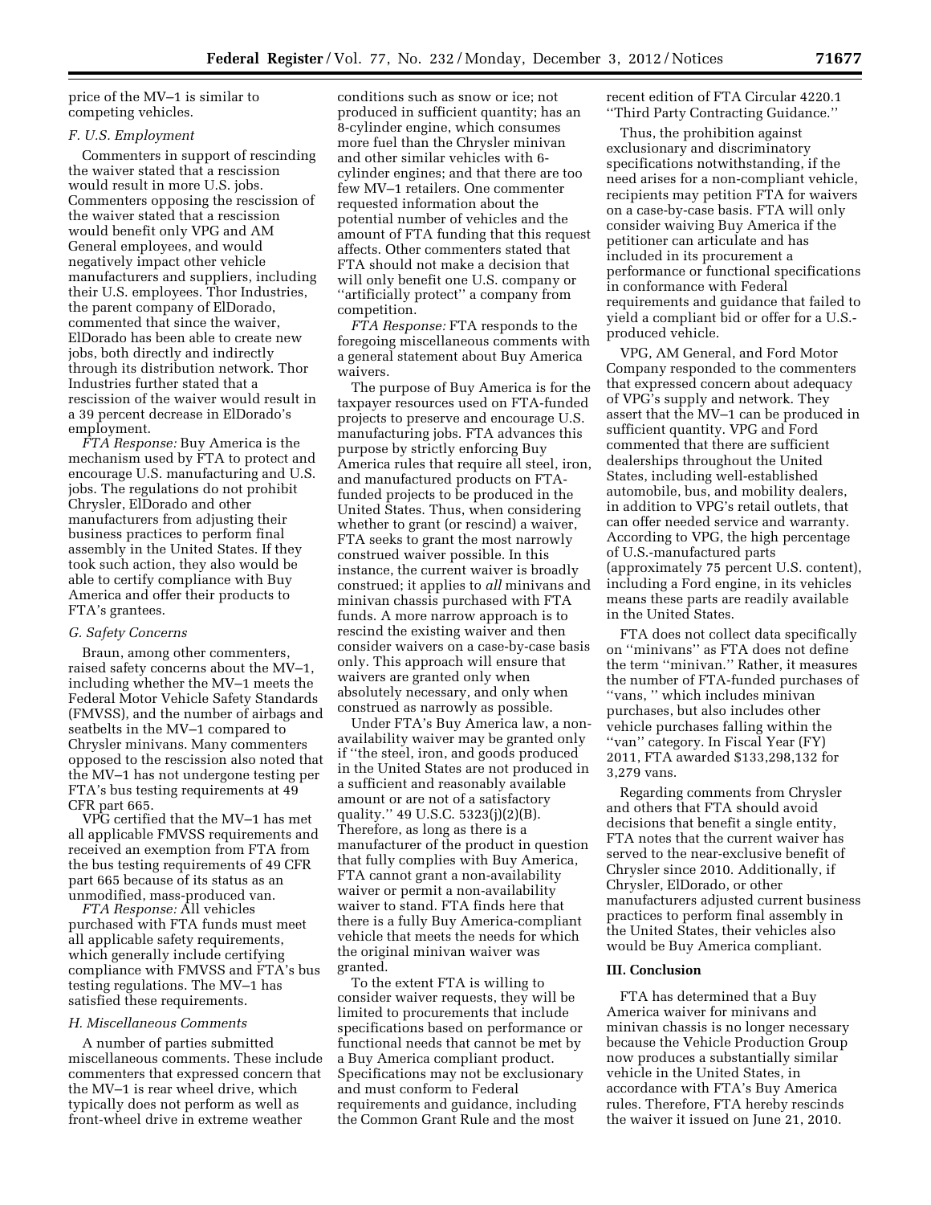price of the MV–1 is similar to competing vehicles.

### *F. U.S. Employment*

Commenters in support of rescinding the waiver stated that a rescission would result in more U.S. jobs. Commenters opposing the rescission of the waiver stated that a rescission would benefit only VPG and AM General employees, and would negatively impact other vehicle manufacturers and suppliers, including their U.S. employees. Thor Industries, the parent company of ElDorado, commented that since the waiver, ElDorado has been able to create new jobs, both directly and indirectly through its distribution network. Thor Industries further stated that a rescission of the waiver would result in a 39 percent decrease in ElDorado's employment.

*FTA Response:* Buy America is the mechanism used by FTA to protect and encourage U.S. manufacturing and U.S. jobs. The regulations do not prohibit Chrysler, ElDorado and other manufacturers from adjusting their business practices to perform final assembly in the United States. If they took such action, they also would be able to certify compliance with Buy America and offer their products to FTA's grantees.

### *G. Safety Concerns*

Braun, among other commenters, raised safety concerns about the MV–1, including whether the MV–1 meets the Federal Motor Vehicle Safety Standards (FMVSS), and the number of airbags and seatbelts in the MV–1 compared to Chrysler minivans. Many commenters opposed to the rescission also noted that the MV–1 has not undergone testing per FTA's bus testing requirements at 49 CFR part 665.

VPG certified that the MV–1 has met all applicable FMVSS requirements and received an exemption from FTA from the bus testing requirements of 49 CFR part 665 because of its status as an unmodified, mass-produced van.

*FTA Response:* All vehicles purchased with FTA funds must meet all applicable safety requirements, which generally include certifying compliance with FMVSS and FTA's bus testing regulations. The MV–1 has satisfied these requirements.

### *H. Miscellaneous Comments*

A number of parties submitted miscellaneous comments. These include commenters that expressed concern that the MV–1 is rear wheel drive, which typically does not perform as well as front-wheel drive in extreme weather conditions such as snow or ice; not produced in sufficient quantity; has an 8-cylinder engine, which consumes more fuel than the Chrysler minivan and other similar vehicles with 6-cylinder engines; and that there are too few MV–1 retailers. One commenter requested information about the potential number of vehicles and the amount of FTA funding that this request affects. Other commenters stated that FTA should not make a decision that will only benefit one U.S. company or ''artificially protect'' a company from competition.

*FTA Response:* FTA responds to the foregoing miscellaneous comments with a general statement about Buy America waivers.

The purpose of Buy America is for the taxpayer resources used on FTA-funded projects to preserve and encourage U.S. manufacturing jobs. FTA advances this purpose by strictly enforcing Buy America rules that require all steel, iron, and manufactured products on FTA-funded projects to be produced in the United States. Thus, when considering whether to grant (or rescind) a waiver, FTA seeks to grant the most narrowly construed waiver possible. In this instance, the current waiver is broadly construed; it applies to *all* minivans and minivan chassis purchased with FTA funds. A more narrow approach is to rescind the existing waiver and then consider waivers on a case-by-case basis only. This approach will ensure that waivers are granted only when absolutely necessary, and only when construed as narrowly as possible.

Under FTA's Buy America law, a non-availability waiver may be granted only if ''the steel, iron, and goods produced in the United States are not produced in a sufficient and reasonably available amount or are not of a satisfactory quality.'' 49 U.S.C. 5323(j)(2)(B). Therefore, as long as there is a manufacturer of the product in question that fully complies with Buy America, FTA cannot grant a non-availability waiver or permit a non-availability waiver to stand. FTA finds here that there is a fully Buy America-compliant vehicle that meets the needs for which the original minivan waiver was granted.

To the extent FTA is willing to consider waiver requests, they will be limited to procurements that include specifications based on performance or functional needs that cannot be met by a Buy America compliant product. Specifications may not be exclusionary and must conform to Federal requirements and guidance, including the Common Grant Rule and the most recent edition of FTA Circular 4220.1 ''Third Party Contracting Guidance.''

Thus, the prohibition against exclusionary and discriminatory specifications notwithstanding, if the need arises for a non-compliant vehicle, recipients may petition FTA for waivers on a case-by-case basis. FTA will only consider waiving Buy America if the petitioner can articulate and has included in its procurement a performance or functional specifications in conformance with Federal requirements and guidance that failed to yield a compliant bid or offer for a U.S.-produced vehicle.

VPG, AM General, and Ford Motor Company responded to the commenters that expressed concern about adequacy of VPG's supply and network. They assert that the MV–1 can be produced in sufficient quantity. VPG and Ford commented that there are sufficient dealerships throughout the United States, including well-established automobile, bus, and mobility dealers, in addition to VPG's retail outlets, that can offer needed service and warranty. According to VPG, the high percentage of U.S.-manufactured parts (approximately 75 percent U.S. content), including a Ford engine, in its vehicles means these parts are readily available in the United States.

FTA does not collect data specifically on ''minivans'' as FTA does not define the term ''minivan.'' Rather, it measures the number of FTA-funded purchases of ''vans, '' which includes minivan purchases, but also includes other vehicle purchases falling within the ''van'' category. In Fiscal Year (FY) 2011, FTA awarded $133,298,132 for 3,279 vans.

Regarding comments from Chrysler and others that FTA should avoid decisions that benefit a single entity, FTA notes that the current waiver has served to the near-exclusive benefit of Chrysler since 2010. Additionally, if Chrysler, ElDorado, or other manufacturers adjusted current business practices to perform final assembly in the United States, their vehicles also would be Buy America compliant.

## III. Conclusion

FTA has determined that a Buy America waiver for minivans and minivan chassis is no longer necessary because the Vehicle Production Group now produces a substantially similar vehicle in the United States, in accordance with FTA's Buy America rules. Therefore, FTA hereby rescinds the waiver it issued on June 21, 2010.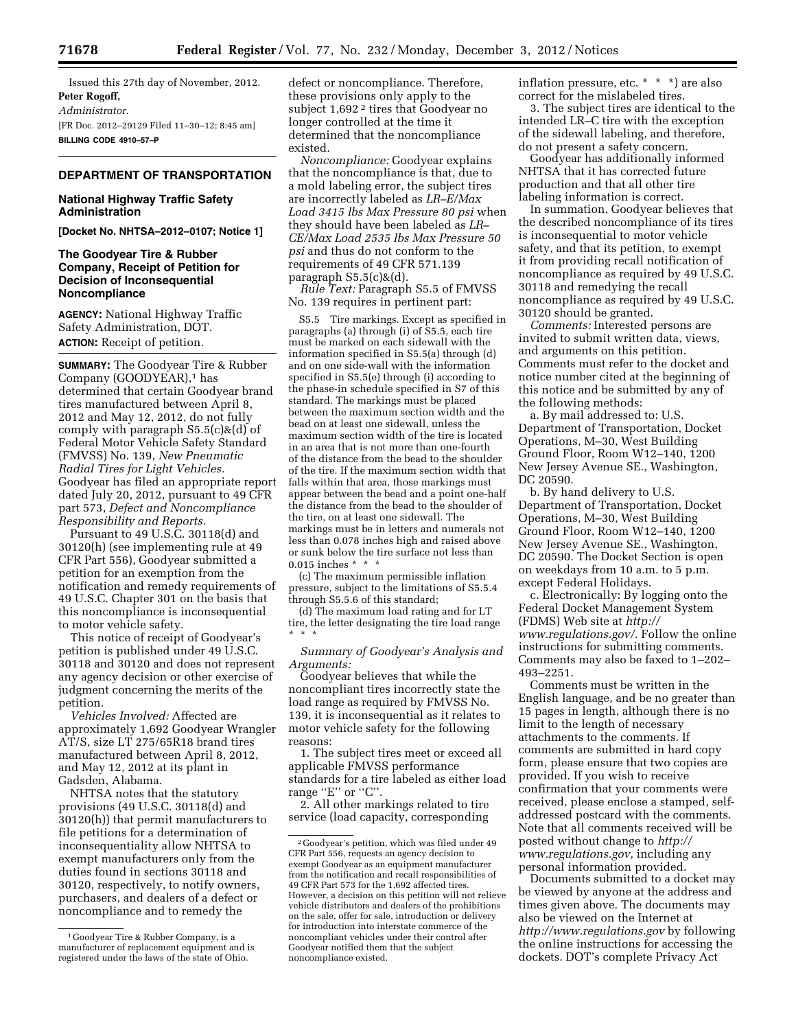Issued this 27th day of November, 2012.

**Peter Rogoff,**

*Administrator.*

[FR Doc. 2012–29129 Filed 11–30–12; 8:45 am]

**BILLING CODE 4910–57–P**

## DEPARTMENT OF TRANSPORTATION

### National Highway Traffic Safety Administration

**[Docket No. NHTSA–2012–0107; Notice 1]**

### The Goodyear Tire & Rubber Company, Receipt of Petition for Decision of Inconsequential Noncompliance

**AGENCY:** National Highway Traffic Safety Administration, DOT.

**ACTION:** Receipt of petition.

**SUMMARY:** The Goodyear Tire & Rubber Company (GOODYEAR),[1] has determined that certain Goodyear brand tires manufactured between April 8, 2012 and May 12, 2012, do not fully comply with paragraph S5.5(c)&(d) of Federal Motor Vehicle Safety Standard (FMVSS) No. 139, *New Pneumatic Radial Tires for Light Vehicles.* Goodyear has filed an appropriate report dated July 20, 2012, pursuant to 49 CFR part 573, *Defect and Noncompliance Responsibility and Reports.*

Pursuant to 49 U.S.C. 30118(d) and 30120(h) (see implementing rule at 49 CFR Part 556), Goodyear submitted a petition for an exemption from the notification and remedy requirements of 49 U.S.C. Chapter 301 on the basis that this noncompliance is inconsequential to motor vehicle safety.

This notice of receipt of Goodyear's petition is published under 49 U.S.C. 30118 and 30120 and does not represent any agency decision or other exercise of judgment concerning the merits of the petition.

*Vehicles Involved:* Affected are approximately 1,692 Goodyear Wrangler AT/S, size LT 275/65R18 brand tires manufactured between April 8, 2012, and May 12, 2012 at its plant in Gadsden, Alabama.

NHTSA notes that the statutory provisions (49 U.S.C. 30118(d) and 30120(h)) that permit manufacturers to file petitions for a determination of inconsequentiality allow NHTSA to exempt manufacturers only from the duties found in sections 30118 and 30120, respectively, to notify owners, purchasers, and dealers of a defect or noncompliance and to remedy the defect or noncompliance. Therefore, these provisions only apply to the subject 1,692[2] tires that Goodyear no longer controlled at the time it determined that the noncompliance existed.

*Noncompliance:* Goodyear explains that the noncompliance is that, due to a mold labeling error, the subject tires are incorrectly labeled as *LR–E/Max Load 3415 lbs Max Pressure 80 psi* when they should have been labeled as *LR–CE/Max Load 2535 lbs Max Pressure 50 psi* and thus do not conform to the requirements of 49 CFR 571.139 paragraph S5.5(c)&(d).

*Rule Text:* Paragraph S5.5 of FMVSS No. 139 requires in pertinent part:

> S5.5 Tire markings. Except as specified in paragraphs (a) through (i) of S5.5, each tire must be marked on each sidewall with the information specified in S5.5(a) through (d) and on one side-wall with the information specified in S5.5(e) through (i) according to the phase-in schedule specified in S7 of this standard. The markings must be placed between the maximum section width and the bead on at least one sidewall, unless the maximum section width of the tire is located in an area that is not more than one-fourth of the distance from the bead to the shoulder of the tire. If the maximum section width that falls within that area, those markings must appear between the bead and a point one-half the distance from the bead to the shoulder of the tire, on at least one sidewall. The markings must be in letters and numerals not less than 0.078 inches high and raised above or sunk below the tire surface not less than 0.015 inches * * *
>
> (c) The maximum permissible inflation pressure, subject to the limitations of S5.5.4 through S5.5.6 of this standard;
>
> (d) The maximum load rating and for LT tire, the letter designating the tire load range * * *

*Summary of Goodyear's Analysis and Arguments:*

Goodyear believes that while the noncompliant tires incorrectly state the load range as required by FMVSS No. 139, it is inconsequential as it relates to motor vehicle safety for the following reasons:

1. The subject tires meet or exceed all applicable FMVSS performance standards for a tire labeled as either load range "E" or "C".

2. All other markings related to tire service (load capacity, corresponding inflation pressure, etc. * * *) are also correct for the mislabeled tires.

3. The subject tires are identical to the intended LR–C tire with the exception of the sidewall labeling, and therefore, do not present a safety concern.

Goodyear has additionally informed NHTSA that it has corrected future production and that all other tire labeling information is correct.

In summation, Goodyear believes that the described noncompliance of its tires is inconsequential to motor vehicle safety, and that its petition, to exempt it from providing recall notification of noncompliance as required by 49 U.S.C. 30118 and remedying the recall noncompliance as required by 49 U.S.C. 30120 should be granted.

*Comments:* Interested persons are invited to submit written data, views, and arguments on this petition. Comments must refer to the docket and notice number cited at the beginning of this notice and be submitted by any of the following methods:

a. By mail addressed to: U.S. Department of Transportation, Docket Operations, M–30, West Building Ground Floor, Room W12–140, 1200 New Jersey Avenue SE., Washington, DC 20590.

b. By hand delivery to U.S. Department of Transportation, Docket Operations, M–30, West Building Ground Floor, Room W12–140, 1200 New Jersey Avenue SE., Washington, DC 20590. The Docket Section is open on weekdays from 10 a.m. to 5 p.m. except Federal Holidays.

c. Electronically: By logging onto the Federal Docket Management System (FDMS) Web site at *http://www.regulations.gov/.* Follow the online instructions for submitting comments. Comments may also be faxed to 1–202–493–2251.

Comments must be written in the English language, and be no greater than 15 pages in length, although there is no limit to the length of necessary attachments to the comments. If comments are submitted in hard copy form, please ensure that two copies are provided. If you wish to receive confirmation that your comments were received, please enclose a stamped, self-addressed postcard with the comments. Note that all comments received will be posted without change to *http://www.regulations.gov,* including any personal information provided.

Documents submitted to a docket may be viewed by anyone at the address and times given above. The documents may also be viewed on the Internet at *http://www.regulations.gov* by following the online instructions for accessing the dockets. DOT's complete Privacy Act

[1] Goodyear Tire & Rubber Company, is a manufacturer of replacement equipment and is registered under the laws of the state of Ohio.

[2] Goodyear's petition, which was filed under 49 CFR Part 556, requests an agency decision to exempt Goodyear as an equipment manufacturer from the notification and recall responsibilities of 49 CFR Part 573 for the 1,692 affected tires. However, a decision on this petition will not relieve vehicle distributors and dealers of the prohibitions on the sale, offer for sale, introduction or delivery for introduction into interstate commerce of the noncompliant vehicles under their control after Goodyear notified them that the subject noncompliance existed.